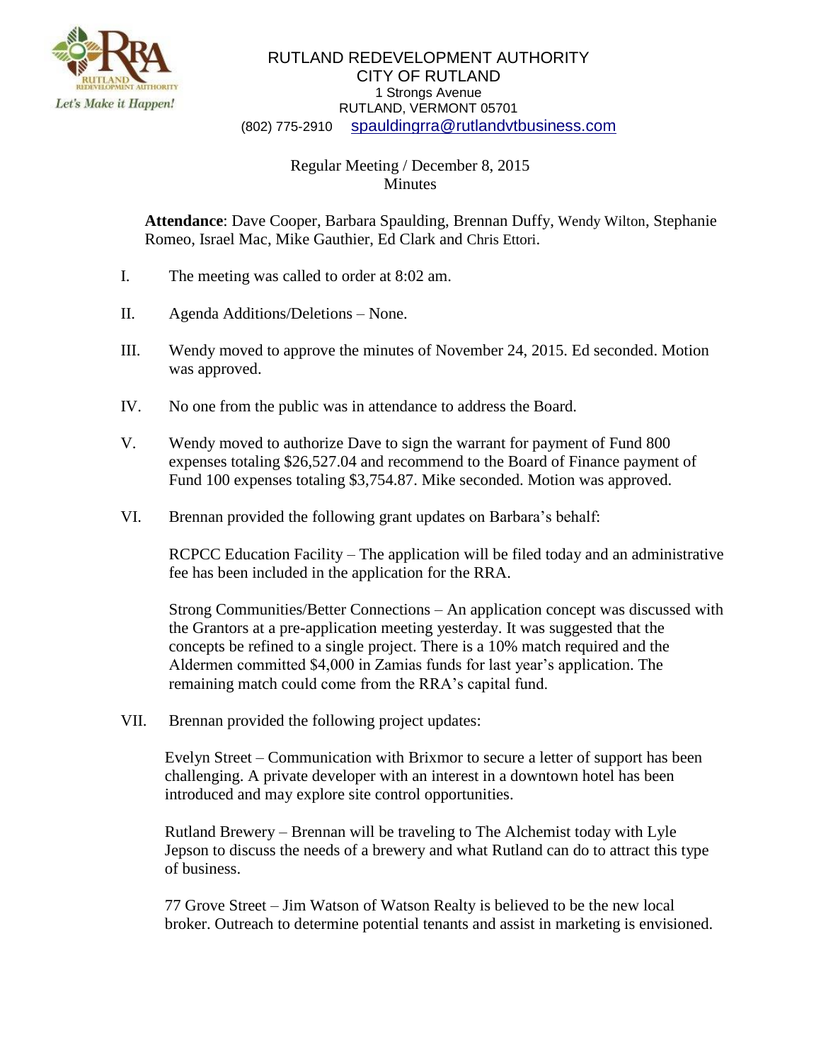RUTLAND REDEVELOPMENT AUTHORITY
CITY OF RUTLAND
1 Strongs Avenue
RUTLAND, VERMONT 05701
(802) 775-2910 spauldingrra@rutlandvtbusiness.com

Regular Meeting / December 8, 2015
Minutes

**Attendance**: Dave Cooper, Barbara Spaulding, Brennan Duffy, Wendy Wilton, Stephanie Romeo, Israel Mac, Mike Gauthier, Ed Clark and Chris Ettori.

I. The meeting was called to order at 8:02 am.

II. Agenda Additions/Deletions – None.

III. Wendy moved to approve the minutes of November 24, 2015. Ed seconded. Motion was approved.

IV. No one from the public was in attendance to address the Board.

V. Wendy moved to authorize Dave to sign the warrant for payment of Fund 800 expenses totaling $26,527.04 and recommend to the Board of Finance payment of Fund 100 expenses totaling $3,754.87. Mike seconded. Motion was approved.

VI. Brennan provided the following grant updates on Barbara's behalf:

RCPCC Education Facility – The application will be filed today and an administrative fee has been included in the application for the RRA.

Strong Communities/Better Connections – An application concept was discussed with the Grantors at a pre-application meeting yesterday. It was suggested that the concepts be refined to a single project. There is a 10% match required and the Aldermen committed $4,000 in Zamias funds for last year's application. The remaining match could come from the RRA's capital fund.

VII. Brennan provided the following project updates:

Evelyn Street – Communication with Brixmor to secure a letter of support has been challenging. A private developer with an interest in a downtown hotel has been introduced and may explore site control opportunities.

Rutland Brewery – Brennan will be traveling to The Alchemist today with Lyle Jepson to discuss the needs of a brewery and what Rutland can do to attract this type of business.

77 Grove Street – Jim Watson of Watson Realty is believed to be the new local broker. Outreach to determine potential tenants and assist in marketing is envisioned.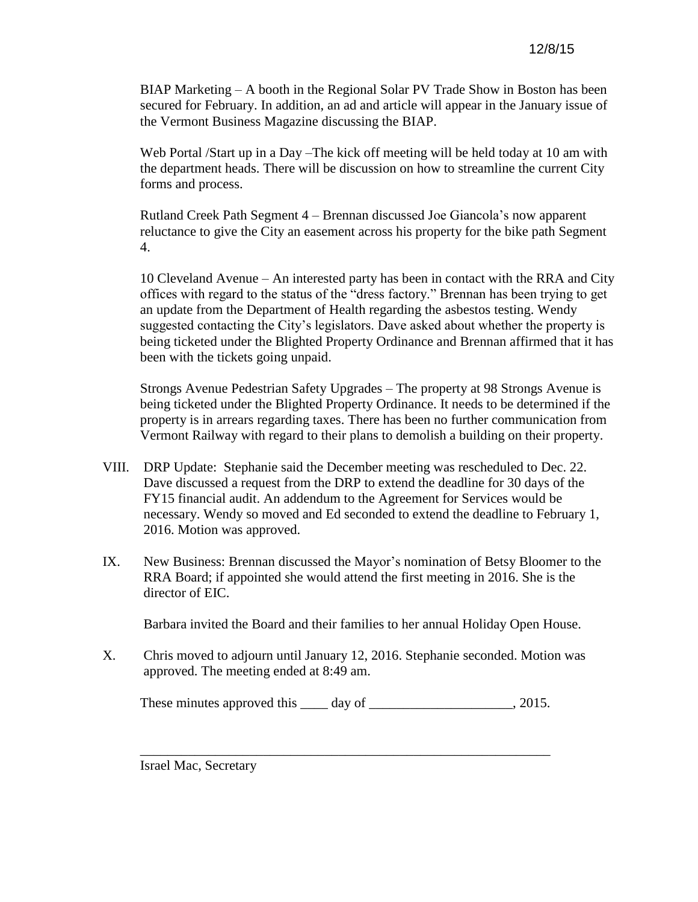BIAP Marketing – A booth in the Regional Solar PV Trade Show in Boston has been secured for February. In addition, an ad and article will appear in the January issue of the Vermont Business Magazine discussing the BIAP.

Web Portal /Start up in a Day –The kick off meeting will be held today at 10 am with the department heads. There will be discussion on how to streamline the current City forms and process.

Rutland Creek Path Segment 4 – Brennan discussed Joe Giancola's now apparent reluctance to give the City an easement across his property for the bike path Segment 4.

10 Cleveland Avenue – An interested party has been in contact with the RRA and City offices with regard to the status of the "dress factory." Brennan has been trying to get an update from the Department of Health regarding the asbestos testing. Wendy suggested contacting the City's legislators. Dave asked about whether the property is being ticketed under the Blighted Property Ordinance and Brennan affirmed that it has been with the tickets going unpaid.

Strongs Avenue Pedestrian Safety Upgrades – The property at 98 Strongs Avenue is being ticketed under the Blighted Property Ordinance. It needs to be determined if the property is in arrears regarding taxes. There has been no further communication from Vermont Railway with regard to their plans to demolish a building on their property.

VIII. DRP Update: Stephanie said the December meeting was rescheduled to Dec. 22. Dave discussed a request from the DRP to extend the deadline for 30 days of the FY15 financial audit. An addendum to the Agreement for Services would be necessary. Wendy so moved and Ed seconded to extend the deadline to February 1, 2016. Motion was approved.

IX. New Business: Brennan discussed the Mayor's nomination of Betsy Bloomer to the RRA Board; if appointed she would attend the first meeting in 2016. She is the director of EIC.

Barbara invited the Board and their families to her annual Holiday Open House.

X. Chris moved to adjourn until January 12, 2016. Stephanie seconded. Motion was approved. The meeting ended at 8:49 am.

These minutes approved this ____ day of ____________________, 2015.

___________________________________________________________

Israel Mac, Secretary